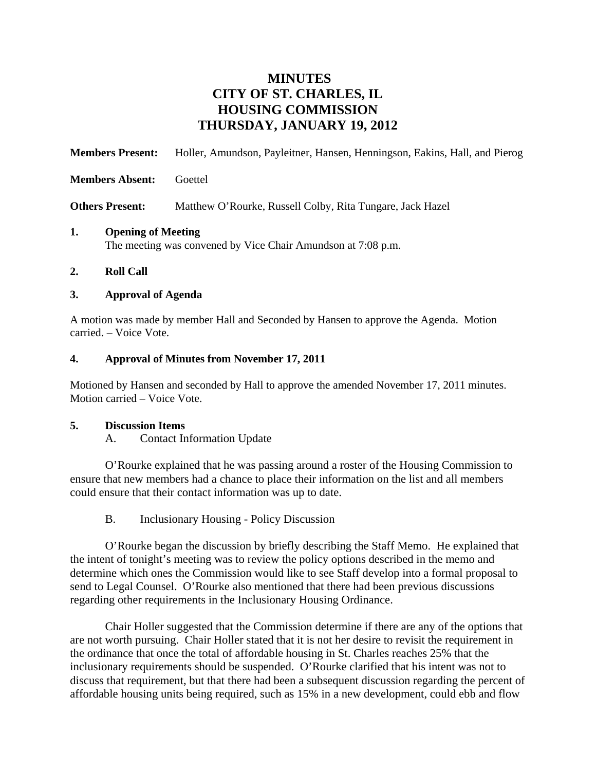# MINUTES
# CITY OF ST. CHARLES, IL
# HOUSING COMMISSION
# THURSDAY, JANUARY 19, 2012

**Members Present:** Holler, Amundson, Payleitner, Hansen, Henningson, Eakins, Hall, and Pierog

**Members Absent:** Goettel

**Others Present:** Matthew O'Rourke, Russell Colby, Rita Tungare, Jack Hazel

**1. Opening of Meeting**

The meeting was convened by Vice Chair Amundson at 7:08 p.m.

**2. Roll Call**

**3. Approval of Agenda**

A motion was made by member Hall and Seconded by Hansen to approve the Agenda. Motion carried. – Voice Vote.

**4. Approval of Minutes from November 17, 2011**

Motioned by Hansen and seconded by Hall to approve the amended November 17, 2011 minutes. Motion carried – Voice Vote.

**5. Discussion Items**

A. Contact Information Update

O'Rourke explained that he was passing around a roster of the Housing Commission to ensure that new members had a chance to place their information on the list and all members could ensure that their contact information was up to date.

B. Inclusionary Housing - Policy Discussion

O'Rourke began the discussion by briefly describing the Staff Memo. He explained that the intent of tonight's meeting was to review the policy options described in the memo and determine which ones the Commission would like to see Staff develop into a formal proposal to send to Legal Counsel. O'Rourke also mentioned that there had been previous discussions regarding other requirements in the Inclusionary Housing Ordinance.

Chair Holler suggested that the Commission determine if there are any of the options that are not worth pursuing. Chair Holler stated that it is not her desire to revisit the requirement in the ordinance that once the total of affordable housing in St. Charles reaches 25% that the inclusionary requirements should be suspended. O'Rourke clarified that his intent was not to discuss that requirement, but that there had been a subsequent discussion regarding the percent of affordable housing units being required, such as 15% in a new development, could ebb and flow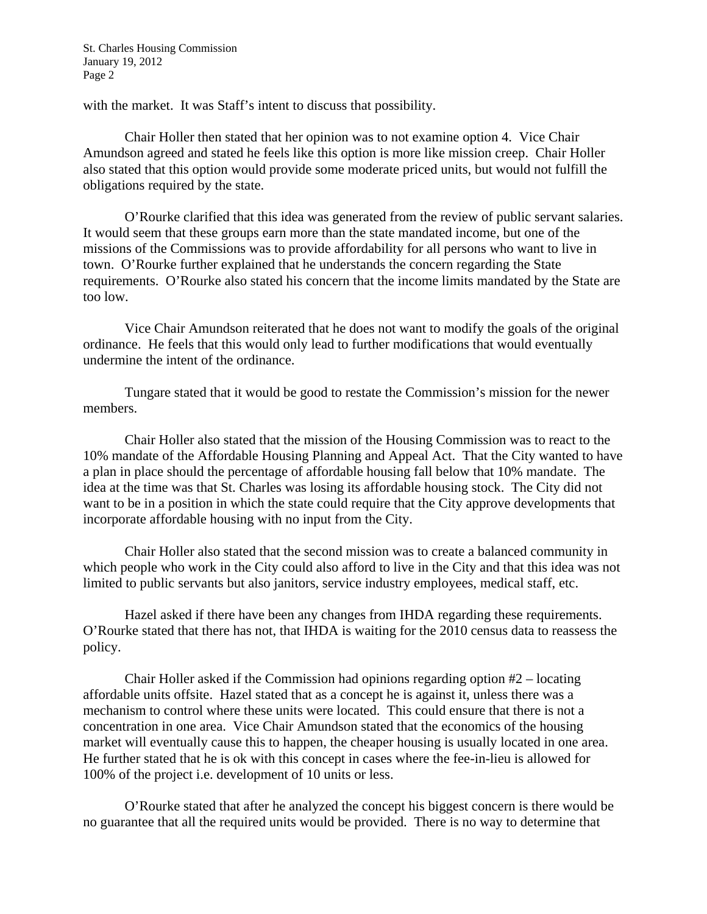with the market. It was Staff's intent to discuss that possibility.

Chair Holler then stated that her opinion was to not examine option 4. Vice Chair Amundson agreed and stated he feels like this option is more like mission creep. Chair Holler also stated that this option would provide some moderate priced units, but would not fulfill the obligations required by the state.

O'Rourke clarified that this idea was generated from the review of public servant salaries. It would seem that these groups earn more than the state mandated income, but one of the missions of the Commissions was to provide affordability for all persons who want to live in town. O'Rourke further explained that he understands the concern regarding the State requirements. O'Rourke also stated his concern that the income limits mandated by the State are too low.

Vice Chair Amundson reiterated that he does not want to modify the goals of the original ordinance. He feels that this would only lead to further modifications that would eventually undermine the intent of the ordinance.

Tungare stated that it would be good to restate the Commission's mission for the newer members.

Chair Holler also stated that the mission of the Housing Commission was to react to the 10% mandate of the Affordable Housing Planning and Appeal Act. That the City wanted to have a plan in place should the percentage of affordable housing fall below that 10% mandate. The idea at the time was that St. Charles was losing its affordable housing stock. The City did not want to be in a position in which the state could require that the City approve developments that incorporate affordable housing with no input from the City.

Chair Holler also stated that the second mission was to create a balanced community in which people who work in the City could also afford to live in the City and that this idea was not limited to public servants but also janitors, service industry employees, medical staff, etc.

Hazel asked if there have been any changes from IHDA regarding these requirements. O'Rourke stated that there has not, that IHDA is waiting for the 2010 census data to reassess the policy.

Chair Holler asked if the Commission had opinions regarding option #2 – locating affordable units offsite. Hazel stated that as a concept he is against it, unless there was a mechanism to control where these units were located. This could ensure that there is not a concentration in one area. Vice Chair Amundson stated that the economics of the housing market will eventually cause this to happen, the cheaper housing is usually located in one area. He further stated that he is ok with this concept in cases where the fee-in-lieu is allowed for 100% of the project i.e. development of 10 units or less.

O'Rourke stated that after he analyzed the concept his biggest concern is there would be no guarantee that all the required units would be provided. There is no way to determine that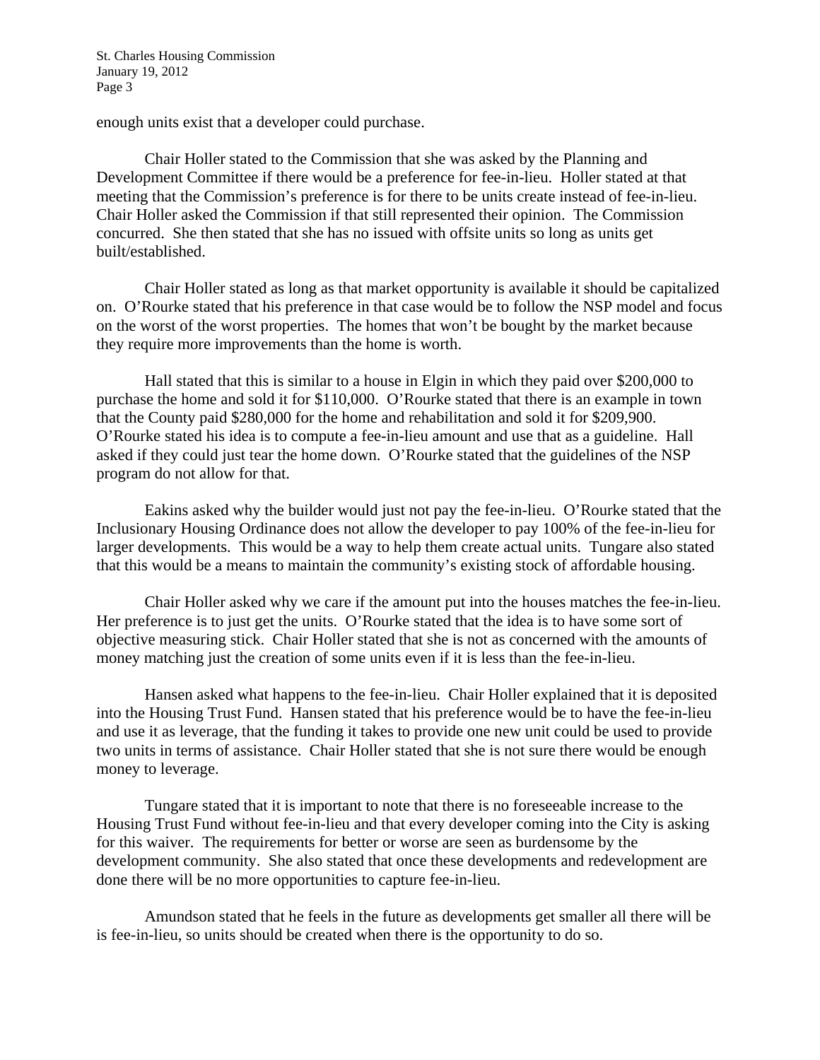enough units exist that a developer could purchase.

Chair Holler stated to the Commission that she was asked by the Planning and Development Committee if there would be a preference for fee-in-lieu. Holler stated at that meeting that the Commission's preference is for there to be units create instead of fee-in-lieu. Chair Holler asked the Commission if that still represented their opinion. The Commission concurred. She then stated that she has no issued with offsite units so long as units get built/established.

Chair Holler stated as long as that market opportunity is available it should be capitalized on. O'Rourke stated that his preference in that case would be to follow the NSP model and focus on the worst of the worst properties. The homes that won't be bought by the market because they require more improvements than the home is worth.

Hall stated that this is similar to a house in Elgin in which they paid over $200,000 to purchase the home and sold it for $110,000. O'Rourke stated that there is an example in town that the County paid $280,000 for the home and rehabilitation and sold it for $209,900. O'Rourke stated his idea is to compute a fee-in-lieu amount and use that as a guideline. Hall asked if they could just tear the home down. O'Rourke stated that the guidelines of the NSP program do not allow for that.

Eakins asked why the builder would just not pay the fee-in-lieu. O'Rourke stated that the Inclusionary Housing Ordinance does not allow the developer to pay 100% of the fee-in-lieu for larger developments. This would be a way to help them create actual units. Tungare also stated that this would be a means to maintain the community's existing stock of affordable housing.

Chair Holler asked why we care if the amount put into the houses matches the fee-in-lieu. Her preference is to just get the units. O'Rourke stated that the idea is to have some sort of objective measuring stick. Chair Holler stated that she is not as concerned with the amounts of money matching just the creation of some units even if it is less than the fee-in-lieu.

Hansen asked what happens to the fee-in-lieu. Chair Holler explained that it is deposited into the Housing Trust Fund. Hansen stated that his preference would be to have the fee-in-lieu and use it as leverage, that the funding it takes to provide one new unit could be used to provide two units in terms of assistance. Chair Holler stated that she is not sure there would be enough money to leverage.

Tungare stated that it is important to note that there is no foreseeable increase to the Housing Trust Fund without fee-in-lieu and that every developer coming into the City is asking for this waiver. The requirements for better or worse are seen as burdensome by the development community. She also stated that once these developments and redevelopment are done there will be no more opportunities to capture fee-in-lieu.

Amundson stated that he feels in the future as developments get smaller all there will be is fee-in-lieu, so units should be created when there is the opportunity to do so.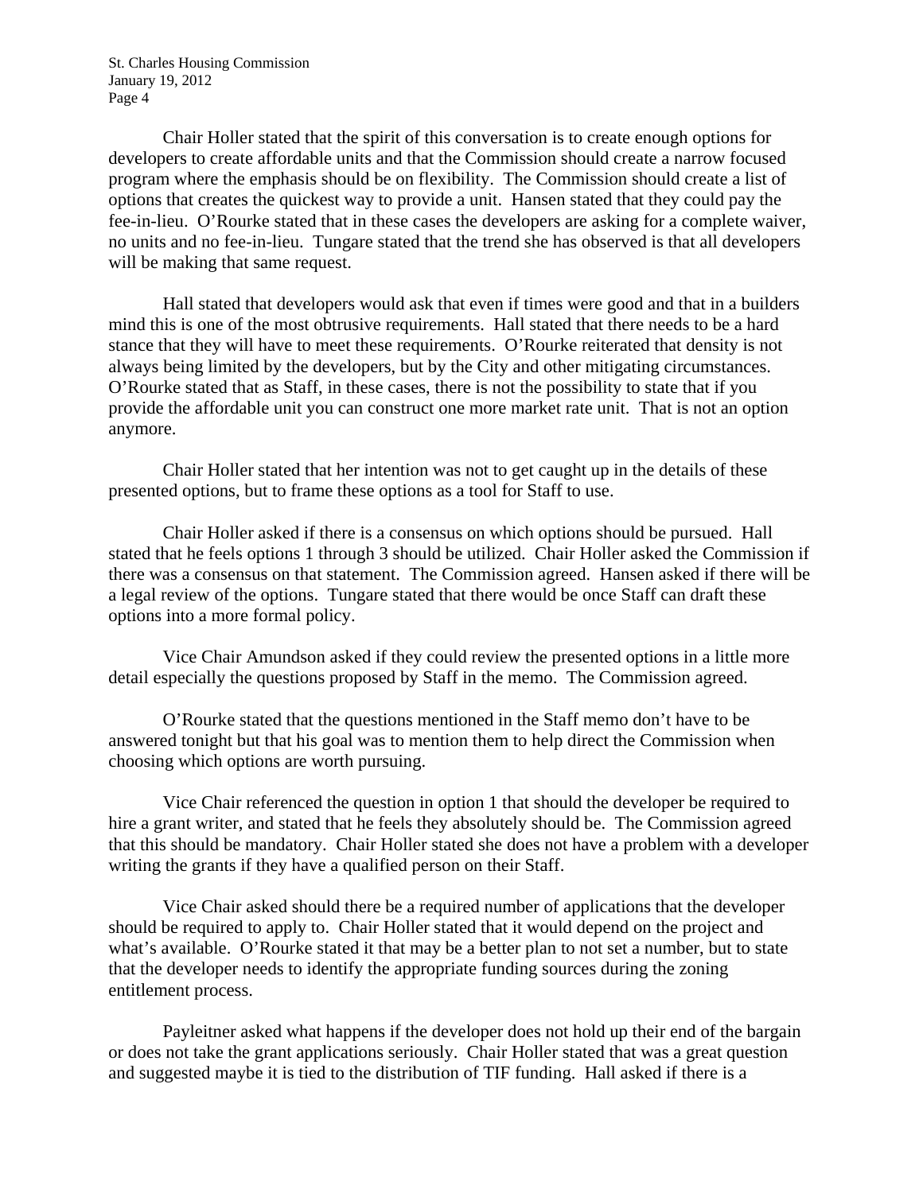Chair Holler stated that the spirit of this conversation is to create enough options for developers to create affordable units and that the Commission should create a narrow focused program where the emphasis should be on flexibility. The Commission should create a list of options that creates the quickest way to provide a unit. Hansen stated that they could pay the fee-in-lieu. O'Rourke stated that in these cases the developers are asking for a complete waiver, no units and no fee-in-lieu. Tungare stated that the trend she has observed is that all developers will be making that same request.

Hall stated that developers would ask that even if times were good and that in a builders mind this is one of the most obtrusive requirements. Hall stated that there needs to be a hard stance that they will have to meet these requirements. O'Rourke reiterated that density is not always being limited by the developers, but by the City and other mitigating circumstances. O'Rourke stated that as Staff, in these cases, there is not the possibility to state that if you provide the affordable unit you can construct one more market rate unit. That is not an option anymore.

Chair Holler stated that her intention was not to get caught up in the details of these presented options, but to frame these options as a tool for Staff to use.

Chair Holler asked if there is a consensus on which options should be pursued. Hall stated that he feels options 1 through 3 should be utilized. Chair Holler asked the Commission if there was a consensus on that statement. The Commission agreed. Hansen asked if there will be a legal review of the options. Tungare stated that there would be once Staff can draft these options into a more formal policy.

Vice Chair Amundson asked if they could review the presented options in a little more detail especially the questions proposed by Staff in the memo. The Commission agreed.

O'Rourke stated that the questions mentioned in the Staff memo don't have to be answered tonight but that his goal was to mention them to help direct the Commission when choosing which options are worth pursuing.

Vice Chair referenced the question in option 1 that should the developer be required to hire a grant writer, and stated that he feels they absolutely should be. The Commission agreed that this should be mandatory. Chair Holler stated she does not have a problem with a developer writing the grants if they have a qualified person on their Staff.

Vice Chair asked should there be a required number of applications that the developer should be required to apply to. Chair Holler stated that it would depend on the project and what's available. O'Rourke stated it that may be a better plan to not set a number, but to state that the developer needs to identify the appropriate funding sources during the zoning entitlement process.

Payleitner asked what happens if the developer does not hold up their end of the bargain or does not take the grant applications seriously. Chair Holler stated that was a great question and suggested maybe it is tied to the distribution of TIF funding. Hall asked if there is a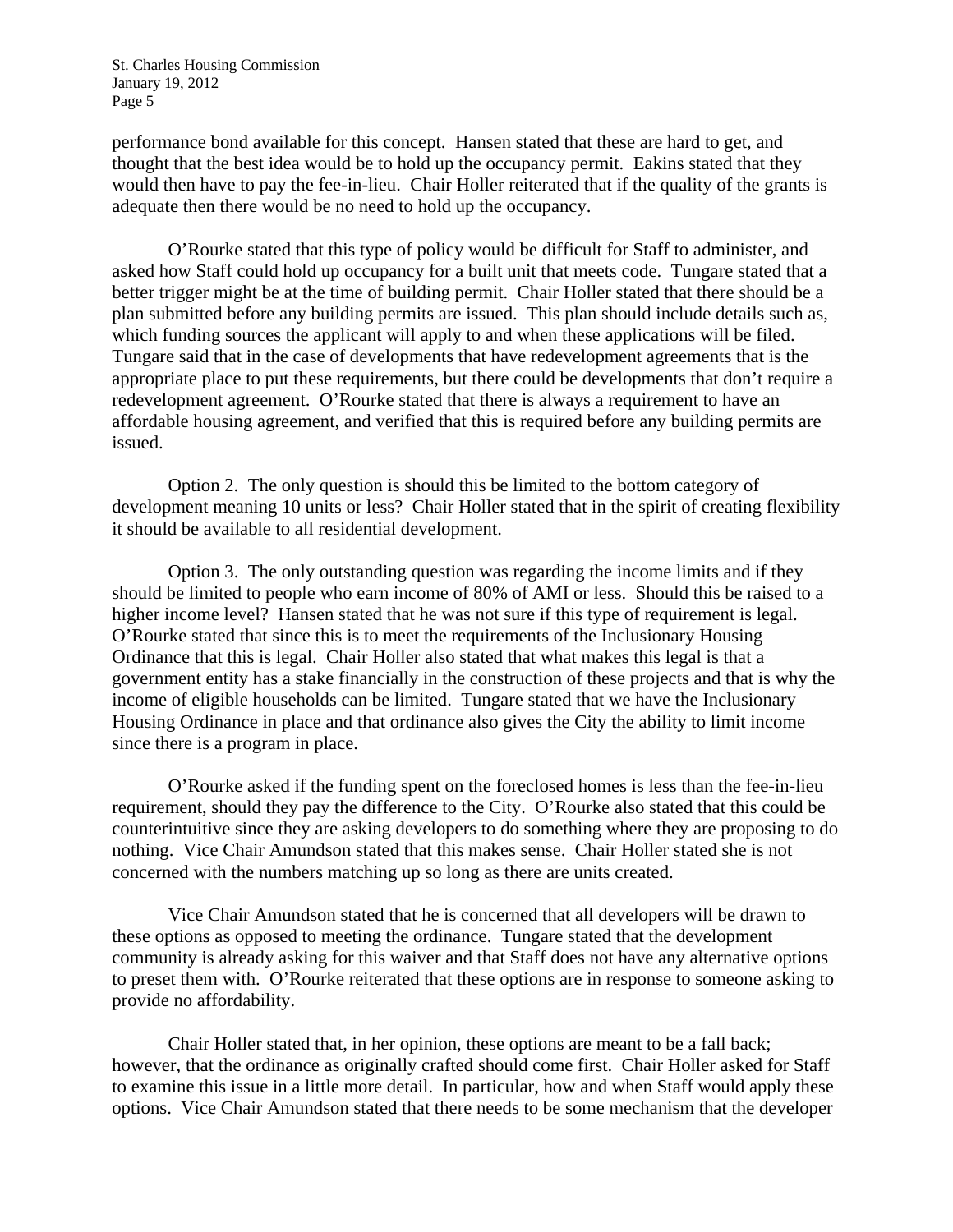performance bond available for this concept. Hansen stated that these are hard to get, and thought that the best idea would be to hold up the occupancy permit. Eakins stated that they would then have to pay the fee-in-lieu. Chair Holler reiterated that if the quality of the grants is adequate then there would be no need to hold up the occupancy.

O'Rourke stated that this type of policy would be difficult for Staff to administer, and asked how Staff could hold up occupancy for a built unit that meets code. Tungare stated that a better trigger might be at the time of building permit. Chair Holler stated that there should be a plan submitted before any building permits are issued. This plan should include details such as, which funding sources the applicant will apply to and when these applications will be filed. Tungare said that in the case of developments that have redevelopment agreements that is the appropriate place to put these requirements, but there could be developments that don't require a redevelopment agreement. O'Rourke stated that there is always a requirement to have an affordable housing agreement, and verified that this is required before any building permits are issued.

Option 2. The only question is should this be limited to the bottom category of development meaning 10 units or less? Chair Holler stated that in the spirit of creating flexibility it should be available to all residential development.

Option 3. The only outstanding question was regarding the income limits and if they should be limited to people who earn income of 80% of AMI or less. Should this be raised to a higher income level? Hansen stated that he was not sure if this type of requirement is legal. O'Rourke stated that since this is to meet the requirements of the Inclusionary Housing Ordinance that this is legal. Chair Holler also stated that what makes this legal is that a government entity has a stake financially in the construction of these projects and that is why the income of eligible households can be limited. Tungare stated that we have the Inclusionary Housing Ordinance in place and that ordinance also gives the City the ability to limit income since there is a program in place.

O'Rourke asked if the funding spent on the foreclosed homes is less than the fee-in-lieu requirement, should they pay the difference to the City. O'Rourke also stated that this could be counterintuitive since they are asking developers to do something where they are proposing to do nothing. Vice Chair Amundson stated that this makes sense. Chair Holler stated she is not concerned with the numbers matching up so long as there are units created.

Vice Chair Amundson stated that he is concerned that all developers will be drawn to these options as opposed to meeting the ordinance. Tungare stated that the development community is already asking for this waiver and that Staff does not have any alternative options to preset them with. O'Rourke reiterated that these options are in response to someone asking to provide no affordability.

Chair Holler stated that, in her opinion, these options are meant to be a fall back; however, that the ordinance as originally crafted should come first. Chair Holler asked for Staff to examine this issue in a little more detail. In particular, how and when Staff would apply these options. Vice Chair Amundson stated that there needs to be some mechanism that the developer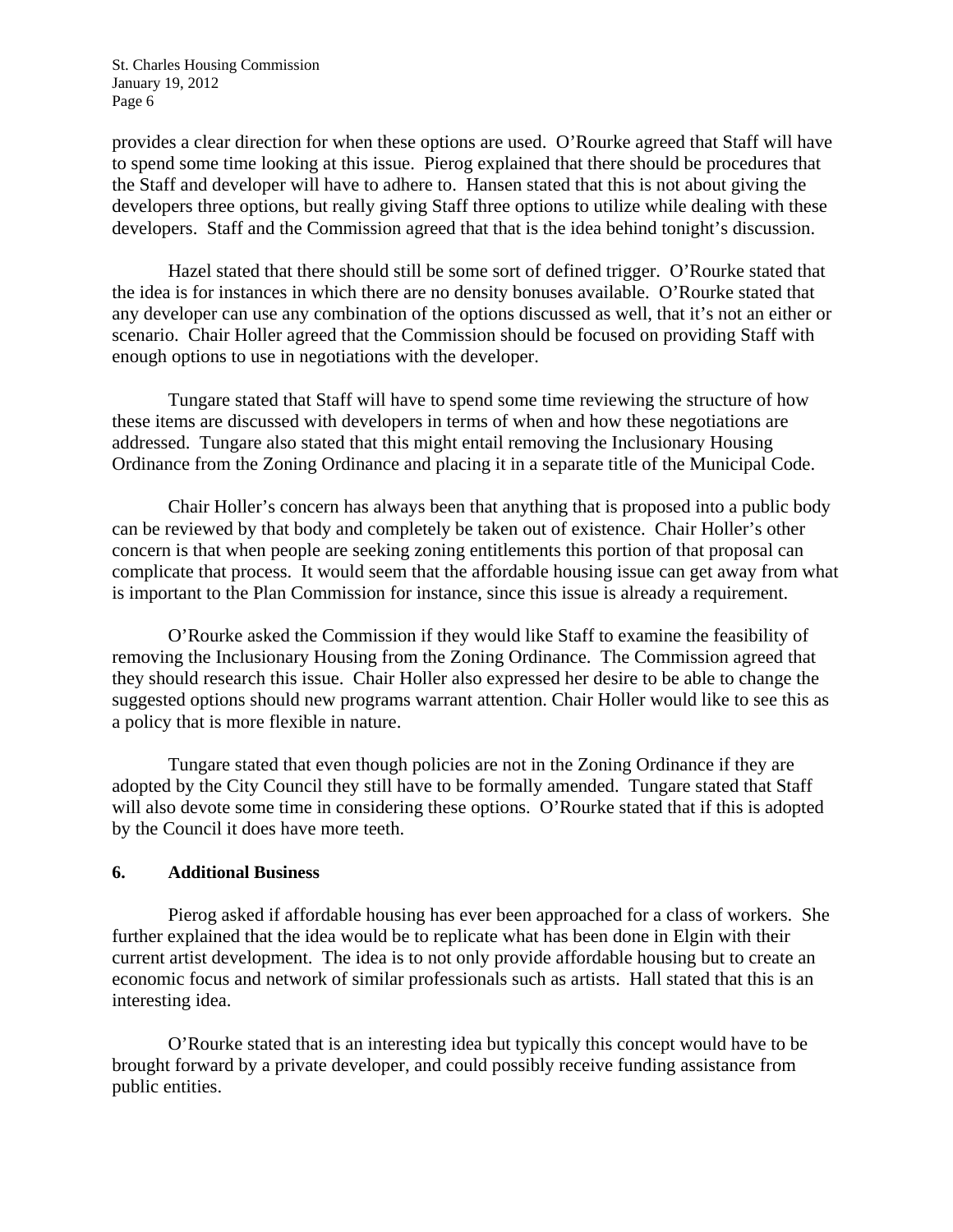provides a clear direction for when these options are used. O'Rourke agreed that Staff will have to spend some time looking at this issue. Pierog explained that there should be procedures that the Staff and developer will have to adhere to. Hansen stated that this is not about giving the developers three options, but really giving Staff three options to utilize while dealing with these developers. Staff and the Commission agreed that that is the idea behind tonight's discussion.

Hazel stated that there should still be some sort of defined trigger. O'Rourke stated that the idea is for instances in which there are no density bonuses available. O'Rourke stated that any developer can use any combination of the options discussed as well, that it's not an either or scenario. Chair Holler agreed that the Commission should be focused on providing Staff with enough options to use in negotiations with the developer.

Tungare stated that Staff will have to spend some time reviewing the structure of how these items are discussed with developers in terms of when and how these negotiations are addressed. Tungare also stated that this might entail removing the Inclusionary Housing Ordinance from the Zoning Ordinance and placing it in a separate title of the Municipal Code.

Chair Holler's concern has always been that anything that is proposed into a public body can be reviewed by that body and completely be taken out of existence. Chair Holler's other concern is that when people are seeking zoning entitlements this portion of that proposal can complicate that process. It would seem that the affordable housing issue can get away from what is important to the Plan Commission for instance, since this issue is already a requirement.

O'Rourke asked the Commission if they would like Staff to examine the feasibility of removing the Inclusionary Housing from the Zoning Ordinance. The Commission agreed that they should research this issue. Chair Holler also expressed her desire to be able to change the suggested options should new programs warrant attention. Chair Holler would like to see this as a policy that is more flexible in nature.

Tungare stated that even though policies are not in the Zoning Ordinance if they are adopted by the City Council they still have to be formally amended. Tungare stated that Staff will also devote some time in considering these options. O'Rourke stated that if this is adopted by the Council it does have more teeth.

**6. Additional Business**

Pierog asked if affordable housing has ever been approached for a class of workers. She further explained that the idea would be to replicate what has been done in Elgin with their current artist development. The idea is to not only provide affordable housing but to create an economic focus and network of similar professionals such as artists. Hall stated that this is an interesting idea.

O'Rourke stated that is an interesting idea but typically this concept would have to be brought forward by a private developer, and could possibly receive funding assistance from public entities.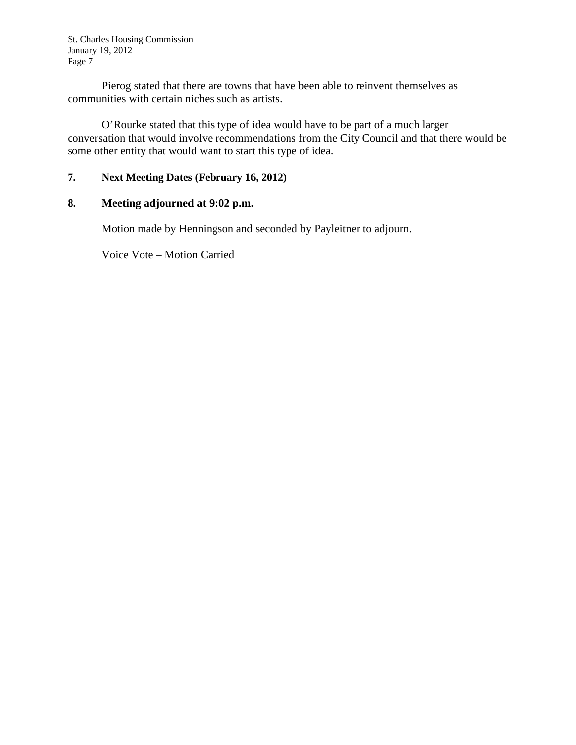Pierog stated that there are towns that have been able to reinvent themselves as communities with certain niches such as artists.

O'Rourke stated that this type of idea would have to be part of a much larger conversation that would involve recommendations from the City Council and that there would be some other entity that would want to start this type of idea.

**7. Next Meeting Dates (February 16, 2012)**

**8. Meeting adjourned at 9:02 p.m.**

Motion made by Henningson and seconded by Payleitner to adjourn.

Voice Vote – Motion Carried